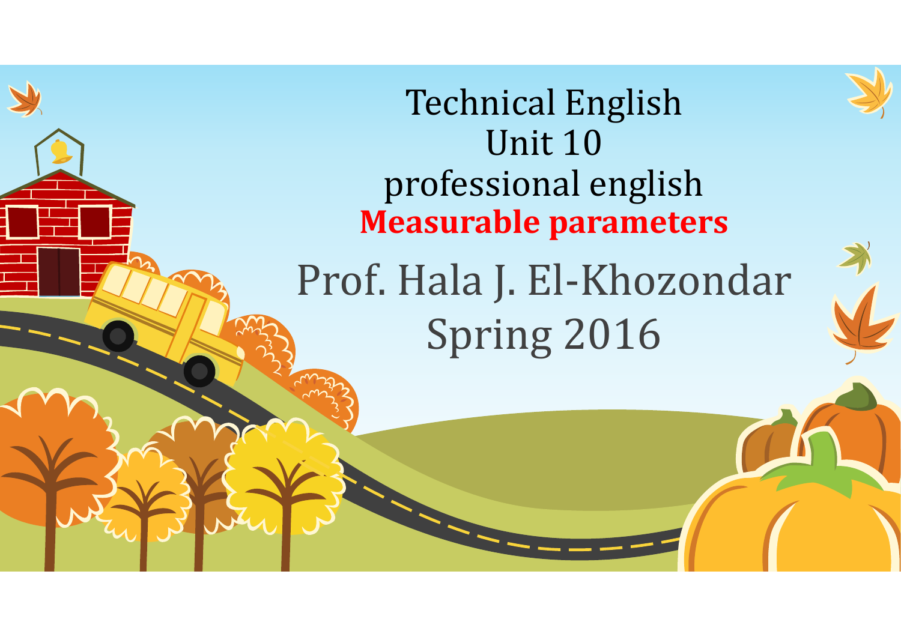# Technical English
# Unit 10
# professional english
# **Measurable parameters**

Prof. Hala J. El-Khozondar

Spring 2016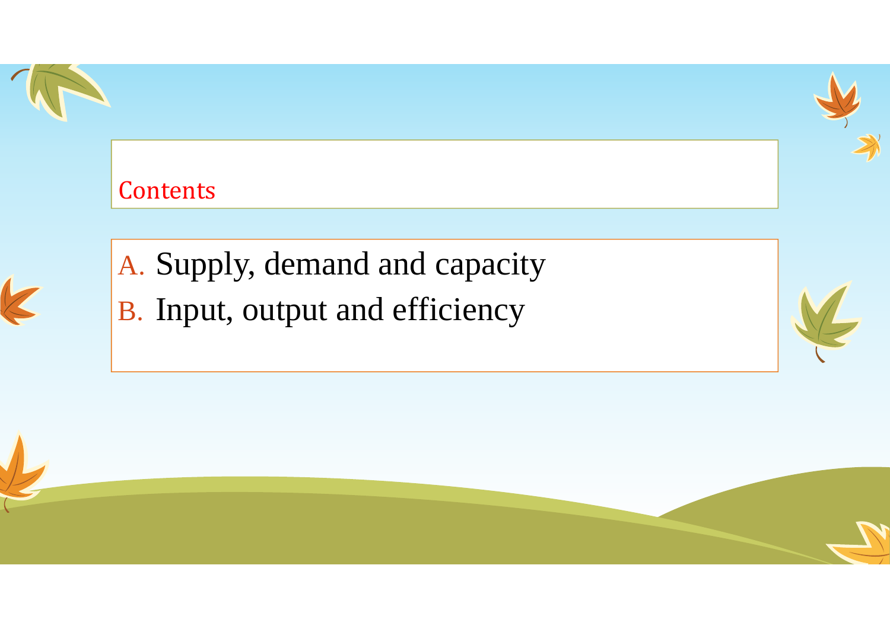## Contents

A. Supply, demand and capacity
B. Input, output and efficiency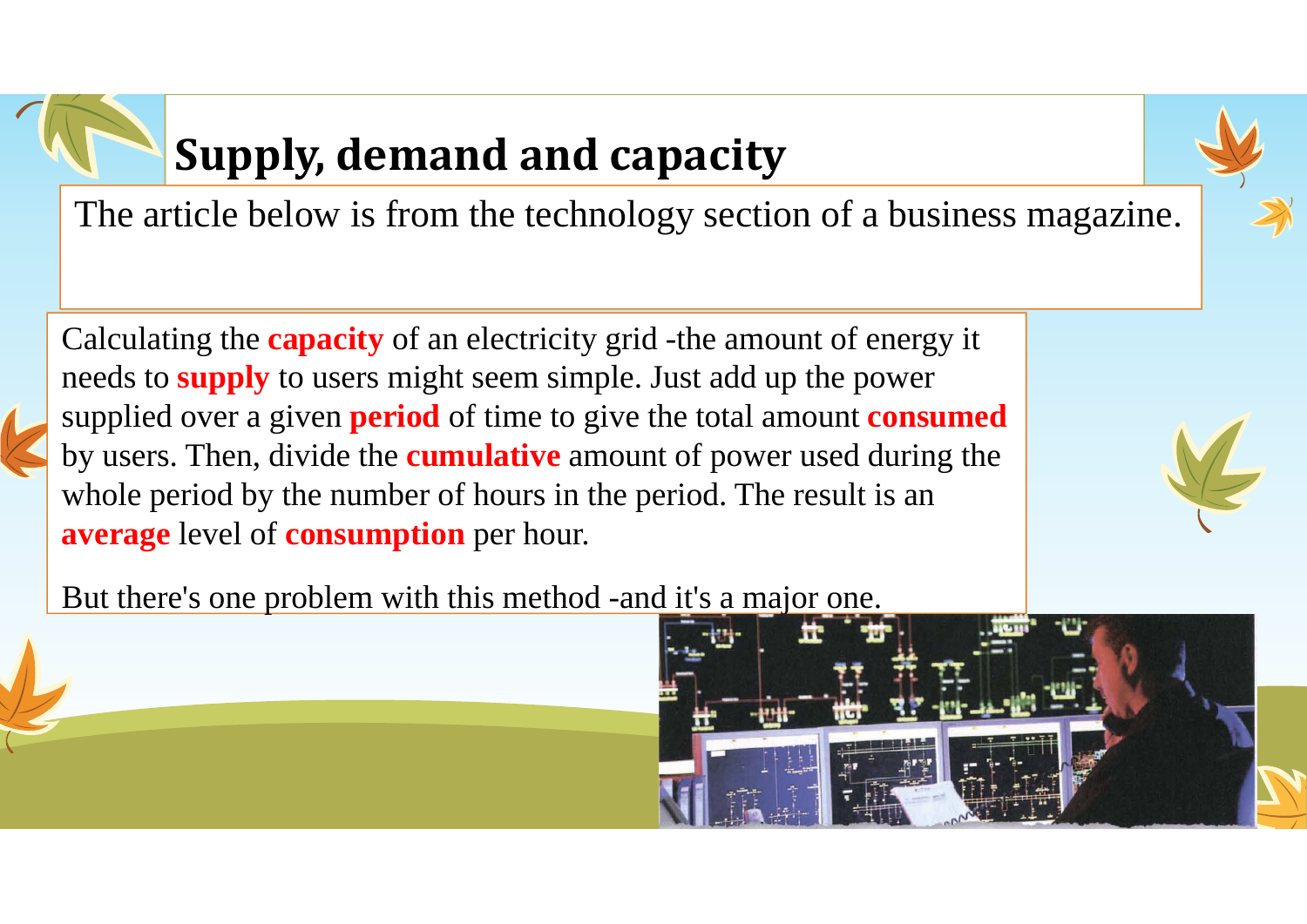# Supply, demand and capacity

The article below is from the technology section of a business magazine.

Calculating the **capacity** of an electricity grid -the amount of energy it needs to **supply** to users might seem simple. Just add up the power supplied over a given **period** of time to give the total amount **consumed** by users. Then, divide the **cumulative** amount of power used during the whole period by the number of hours in the period. The result is an **average** level of **consumption** per hour.

But there's one problem with this method -and it's a major one.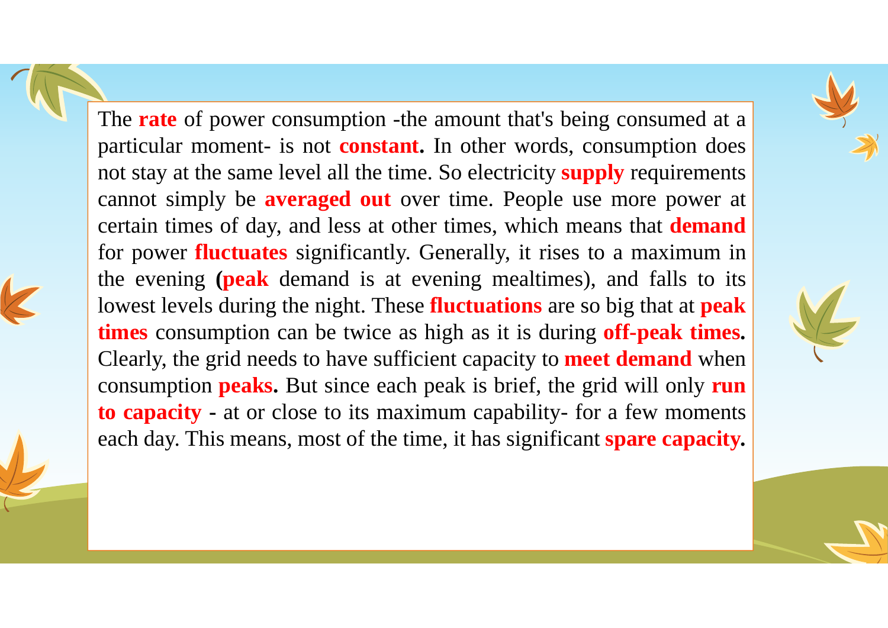The **rate** of power consumption -the amount that's being consumed at a particular moment- is not **constant.** In other words, consumption does not stay at the same level all the time. So electricity **supply** requirements cannot simply be **averaged out** over time. People use more power at certain times of day, and less at other times, which means that **demand** for power **fluctuates** significantly. Generally, it rises to a maximum in the evening **(peak** demand is at evening mealtimes), and falls to its lowest levels during the night. These **fluctuations** are so big that at **peak times** consumption can be twice as high as it is during **off-peak times.** Clearly, the grid needs to have sufficient capacity to **meet demand** when consumption **peaks.** But since each peak is brief, the grid will only **run to capacity** - at or close to its maximum capability- for a few moments each day. This means, most of the time, it has significant **spare capacity.**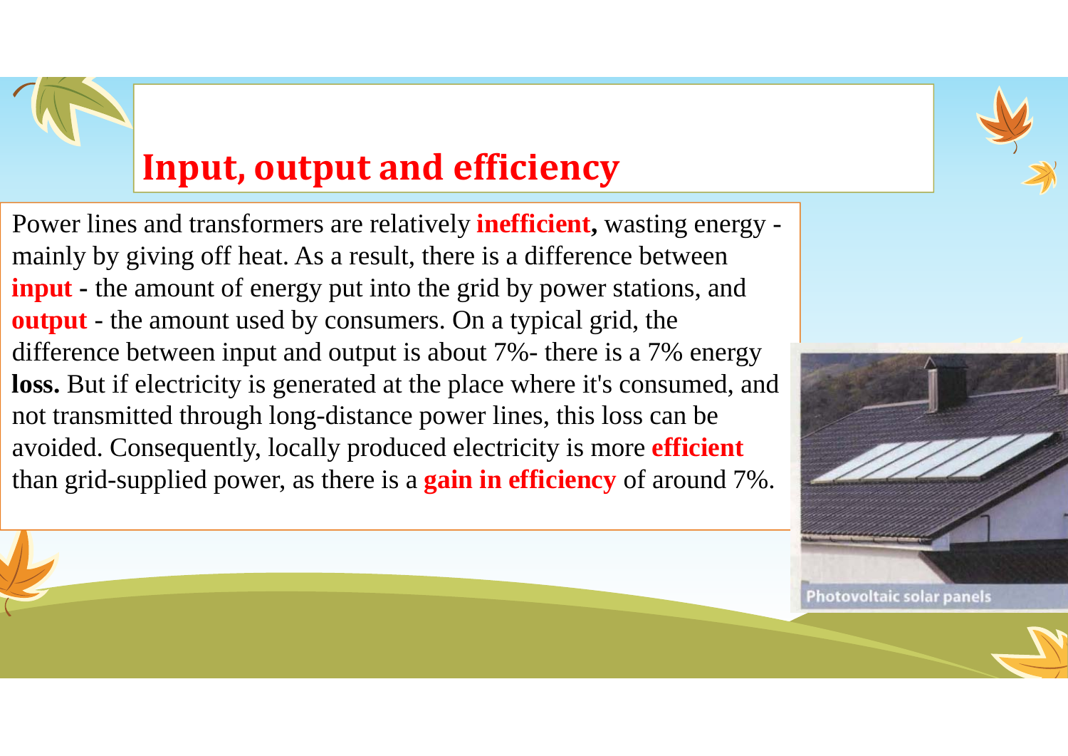# Input, output and efficiency

Power lines and transformers are relatively **inefficient,** wasting energy - mainly by giving off heat. As a result, there is a difference between **input -** the amount of energy put into the grid by power stations, and **output** - the amount used by consumers. On a typical grid, the difference between input and output is about 7%- there is a 7% energy **loss.** But if electricity is generated at the place where it's consumed, and not transmitted through long-distance power lines, this loss can be avoided. Consequently, locally produced electricity is more **efficient** than grid-supplied power, as there is a **gain in efficiency** of around 7%.

Photovoltaic solar panels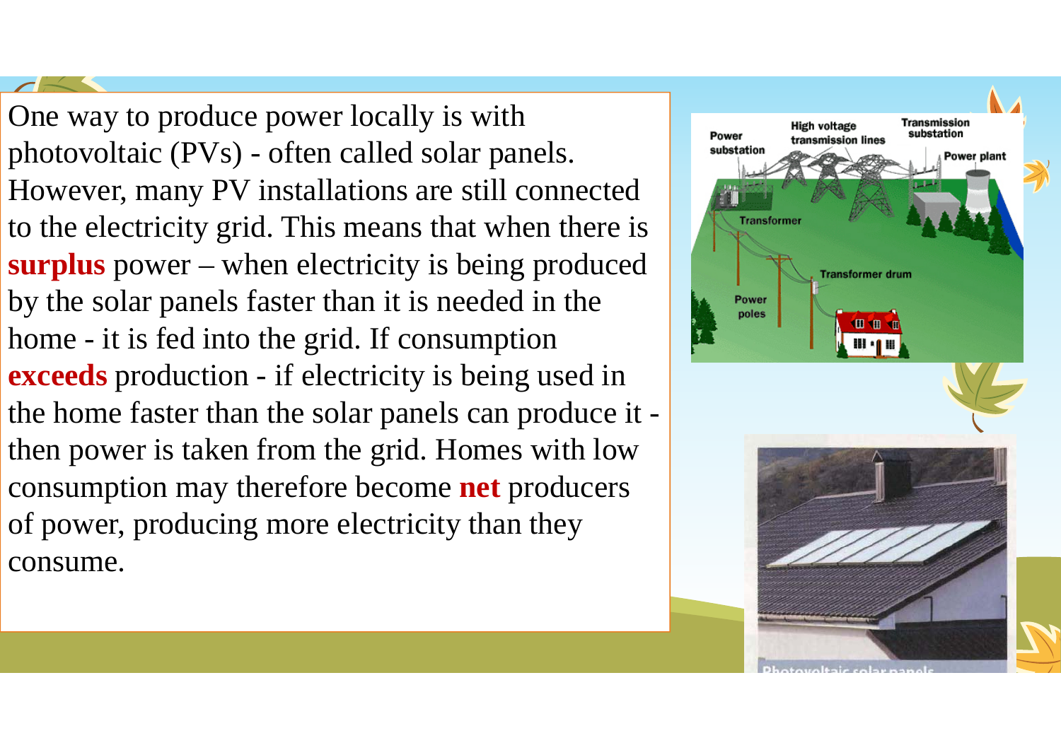One way to produce power locally is with photovoltaic (PVs) - often called solar panels. However, many PV installations are still connected to the electricity grid. This means that when there is **surplus** power – when electricity is being produced by the solar panels faster than it is needed in the home - it is fed into the grid. If consumption **exceeds** production - if electricity is being used in the home faster than the solar panels can produce it - then power is taken from the grid. Homes with low consumption may therefore become **net** producers of power, producing more electricity than they consume.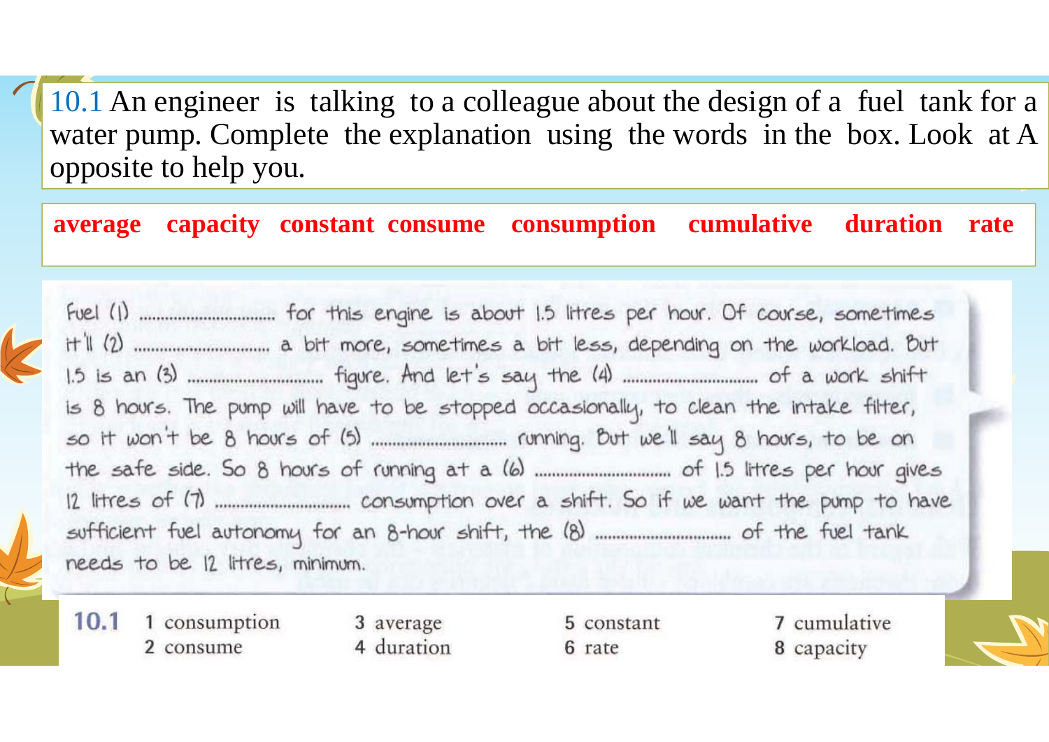10.1 An engineer is talking to a colleague about the design of a fuel tank for a water pump. Complete the explanation using the words in the box. Look at A opposite to help you.

**average capacity constant consume consumption cumulative duration rate**

Fuel (1) .............................. for this engine is about 1.5 litres per hour. Of course, sometimes it'll (2) .............................. a bit more, sometimes a bit less, depending on the workload. But 1.5 is an (3) .............................. figure. And let's say the (4) .............................. of a work shift is 8 hours. The pump will have to be stopped occasionally, to clean the intake filter, so it won't be 8 hours of (5) .............................. running. But we'll say 8 hours, to be on the safe side. So 8 hours of running at a (6) .............................. of 1.5 litres per hour gives 12 litres of (7) .............................. consumption over a shift. So if we want the pump to have sufficient fuel autonomy for an 8-hour shift, the (8) .............................. of the fuel tank needs to be 12 litres, minimum.

**10.1**
1 consumption
2 consume
3 average
4 duration
5 constant
6 rate
7 cumulative
8 capacity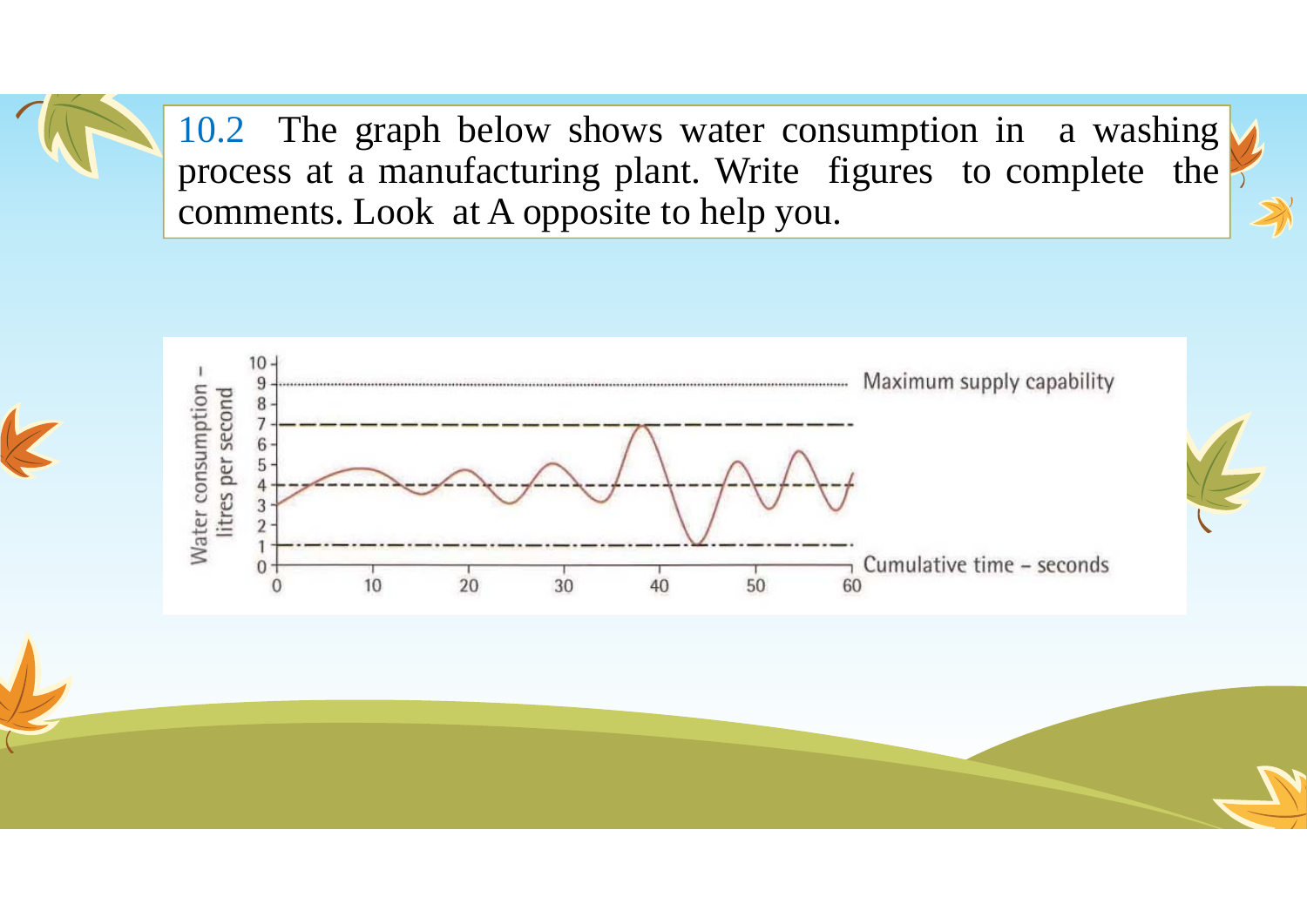10.2 The graph below shows water consumption in a washing process at a manufacturing plant. Write figures to complete the comments. Look at A opposite to help you.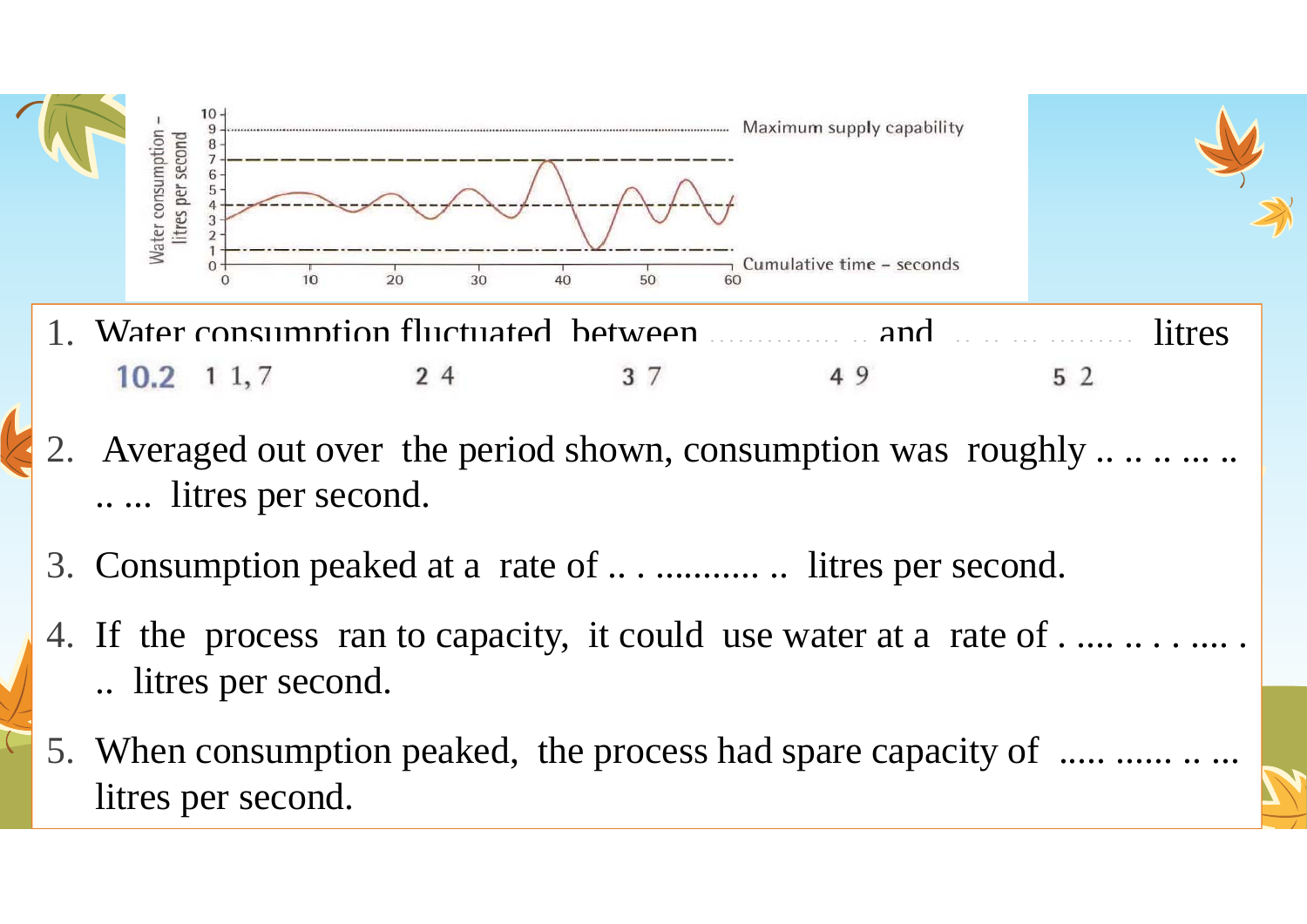Water consumption – litres per second

Maximum supply capability

Cumulative time – seconds

1. Water consumption fluctuated between ............... and ............... litres

10.2 1 1, 7 2 4 3 7 4 9 5 2

2. Averaged out over the period shown, consumption was roughly .. .. .. ... .. .. ... litres per second.

3. Consumption peaked at a rate of .. . ........... .. litres per second.

4. If the process ran to capacity, it could use water at a rate of . .... .. . . .... . .. litres per second.

5. When consumption peaked, the process had spare capacity of ..... ...... .. ... litres per second.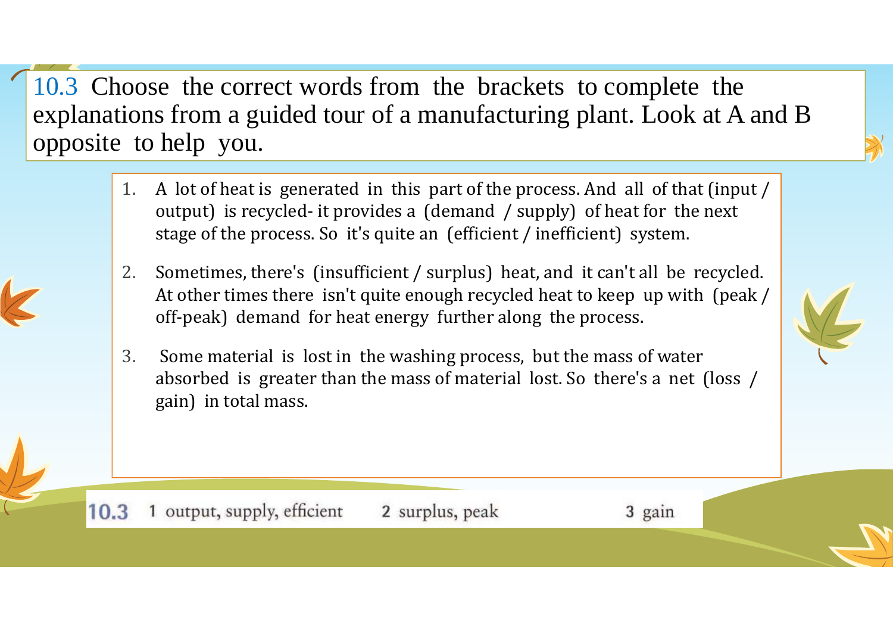10.3 Choose the correct words from the brackets to complete the explanations from a guided tour of a manufacturing plant. Look at A and B opposite to help you.

1. A lot of heat is generated in this part of the process. And all of that (input / output) is recycled- it provides a (demand / supply) of heat for the next stage of the process. So it's quite an (efficient / inefficient) system.
2. Sometimes, there's (insufficient / surplus) heat, and it can't all be recycled. At other times there isn't quite enough recycled heat to keep up with (peak / off-peak) demand for heat energy further along the process.
3. Some material is lost in the washing process, but the mass of water absorbed is greater than the mass of material lost. So there's a net (loss / gain) in total mass.

**10.3** 1 output, supply, efficient 2 surplus, peak 3 gain